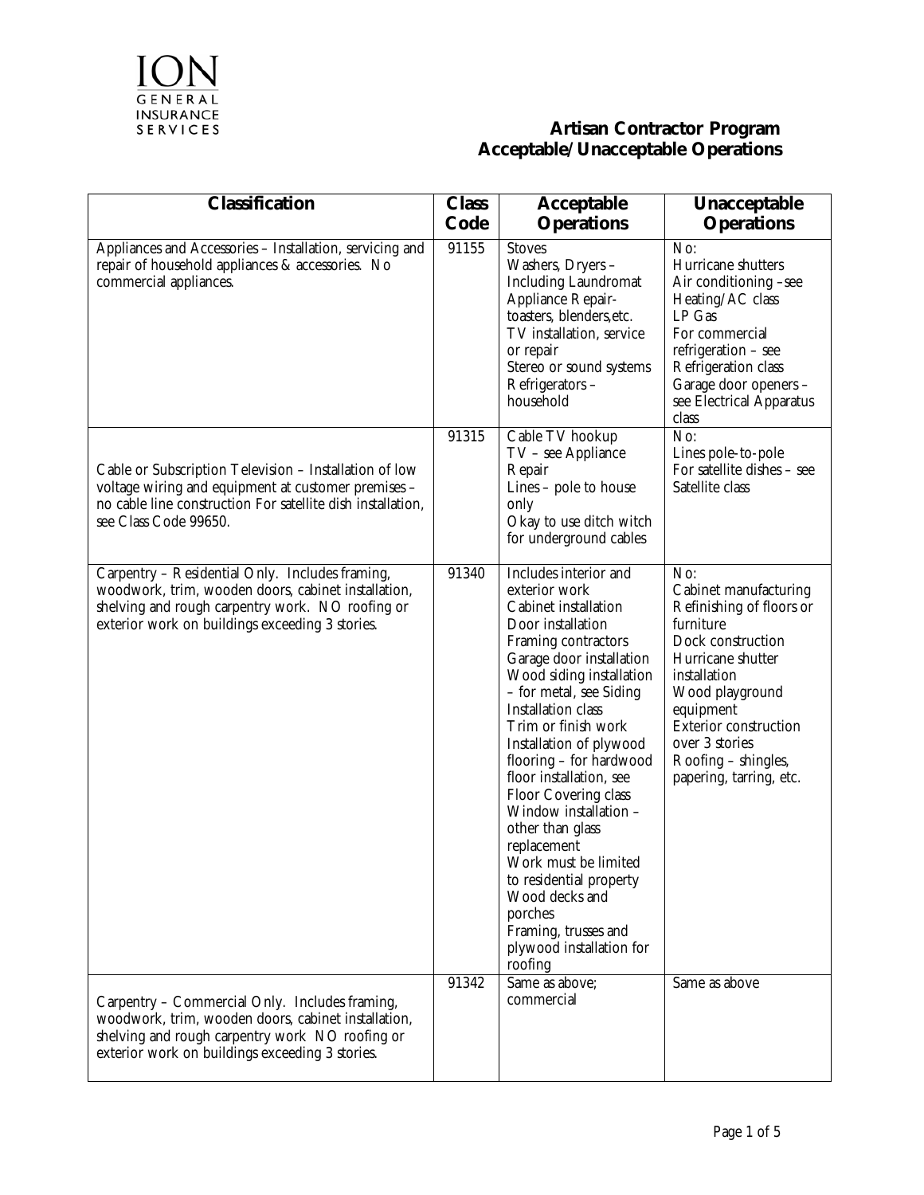ION
GENERAL
INSURANCE
SERVICES

# Artisan Contractor Program
## Acceptable/Unacceptable Operations

| Classification | Class Code | Acceptable Operations | Unacceptable Operations |
|---|---|---|---|
| Appliances and Accessories – Installation, servicing and repair of household appliances & accessories. No commercial appliances. | 91155 | Stoves<br>Washers, Dryers – Including Laundromat<br>Appliance Repair- toasters, blenders,etc.<br>TV installation, service or repair<br>Stereo or sound systems<br>Refrigerators – household | No:<br>Hurricane shutters<br>Air conditioning –see Heating/AC class<br>LP Gas<br>For commercial refrigeration – see Refrigeration class<br>Garage door openers – see Electrical Apparatus class |
| Cable or Subscription Television – Installation of low voltage wiring and equipment at customer premises – no cable line construction For satellite dish installation, see Class Code 99650. | 91315 | Cable TV hookup<br>TV – see Appliance Repair<br>Lines – pole to house only<br>Okay to use ditch witch for underground cables | No:<br>Lines pole-to-pole<br>For satellite dishes – see Satellite class |
| Carpentry – Residential Only. Includes framing, woodwork, trim, wooden doors, cabinet installation, shelving and rough carpentry work. NO roofing or exterior work on buildings exceeding 3 stories. | 91340 | Includes interior and exterior work<br>Cabinet installation<br>Door installation<br>Framing contractors<br>Garage door installation<br>Wood siding installation – for metal, see Siding Installation class<br>Trim or finish work<br>Installation of plywood flooring – for hardwood floor installation, see Floor Covering class<br>Window installation – other than glass replacement<br>Work must be limited to residential property<br>Wood decks and porches<br>Framing, trusses and plywood installation for roofing | No:<br>Cabinet manufacturing<br>Refinishing of floors or furniture<br>Dock construction<br>Hurricane shutter installation<br>Wood playground equipment<br>Exterior construction over 3 stories<br>Roofing – shingles, papering, tarring, etc. |
| Carpentry – Commercial Only. Includes framing, woodwork, trim, wooden doors, cabinet installation, shelving and rough carpentry work NO roofing or exterior work on buildings exceeding 3 stories. | 91342 | Same as above; commercial | Same as above |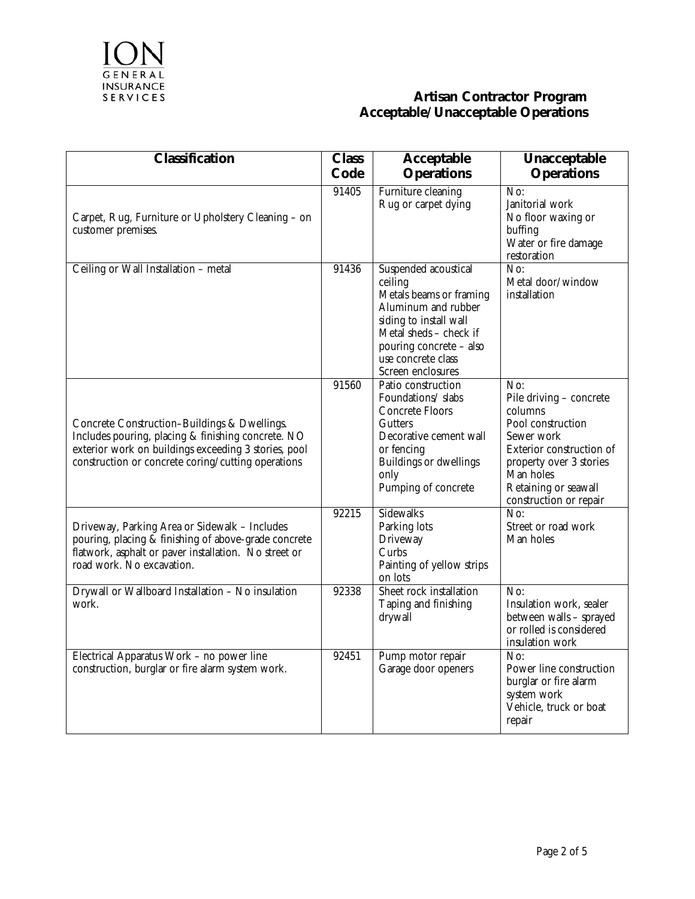## Artisan Contractor Program
## Acceptable/Unacceptable Operations

| Classification | Class Code | Acceptable Operations | Unacceptable Operations |
|---|---|---|---|
| Carpet, Rug, Furniture or Upholstery Cleaning – on customer premises. | 91405 | Furniture cleaning<br>Rug or carpet dying | No:<br>Janitorial work<br>No floor waxing or buffing<br>Water or fire damage restoration |
| Ceiling or Wall Installation – metal | 91436 | Suspended acoustical ceiling<br>Metals beams or framing<br>Aluminum and rubber siding to install wall<br>Metal sheds – check if pouring concrete – also use concrete class<br>Screen enclosures | No:<br>Metal door/window installation |
| Concrete Construction–Buildings & Dwellings. Includes pouring, placing & finishing concrete. NO exterior work on buildings exceeding 3 stories, pool construction or concrete coring/cutting operations | 91560 | Patio construction<br>Foundations/ slabs<br>Concrete Floors<br>Gutters<br>Decorative cement wall or fencing<br>Buildings or dwellings only<br>Pumping of concrete | No:<br>Pile driving – concrete columns<br>Pool construction<br>Sewer work<br>Exterior construction of property over 3 stories<br>Man holes<br>Retaining or seawall construction or repair |
| Driveway, Parking Area or Sidewalk – Includes pouring, placing & finishing of above-grade concrete flatwork, asphalt or paver installation. No street or road work. No excavation. | 92215 | Sidewalks<br>Parking lots<br>Driveway<br>Curbs<br>Painting of yellow strips on lots | No:<br>Street or road work<br>Man holes |
| Drywall or Wallboard Installation – No insulation work. | 92338 | Sheet rock installation<br>Taping and finishing drywall | No:<br>Insulation work, sealer between walls – sprayed or rolled is considered insulation work |
| Electrical Apparatus Work – no power line construction, burglar or fire alarm system work. | 92451 | Pump motor repair<br>Garage door openers | No:<br>Power line construction burglar or fire alarm system work<br>Vehicle, truck or boat repair |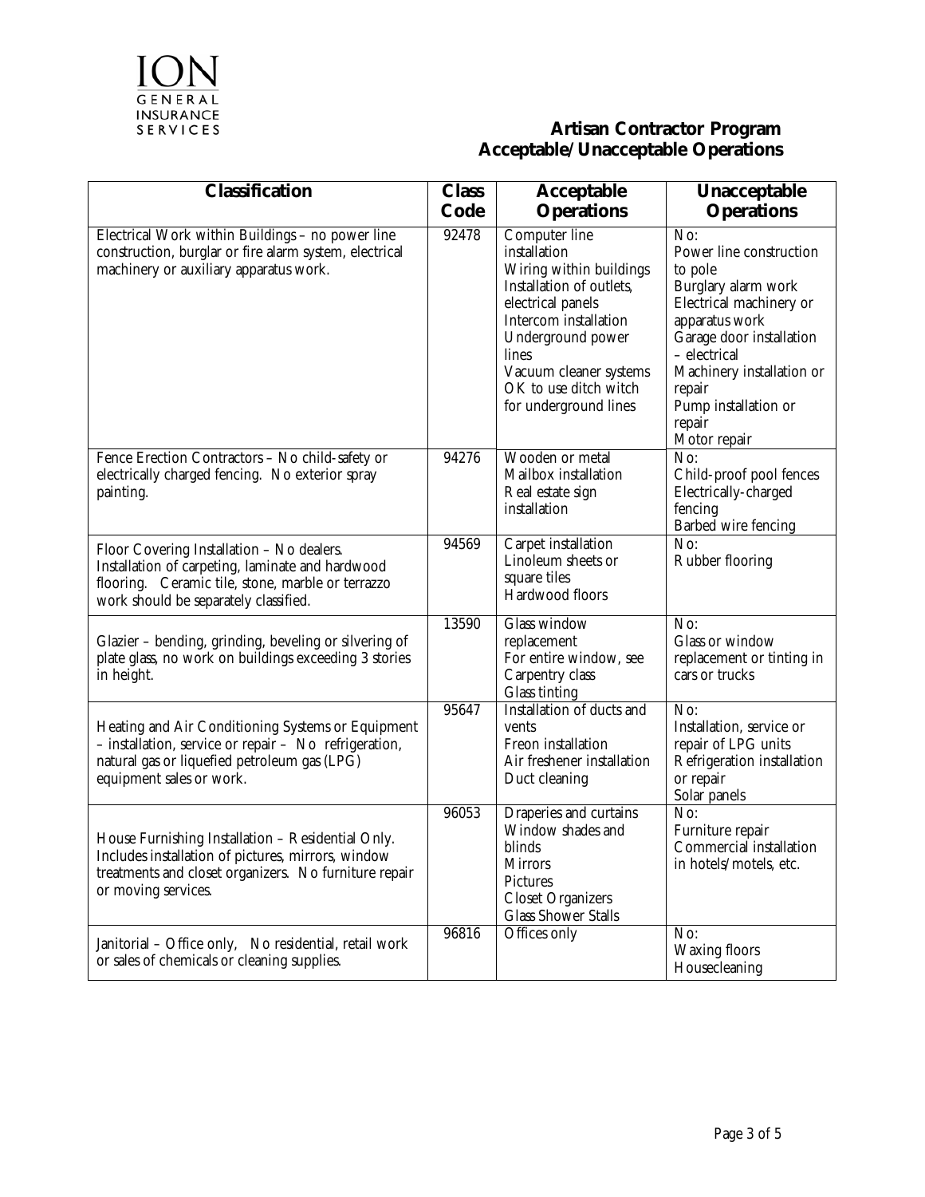ION
GENERAL
INSURANCE
SERVICES

# Artisan Contractor Program
## Acceptable/Unacceptable Operations

| Classification | Class Code | Acceptable Operations | Unacceptable Operations |
|---|---|---|---|
| Electrical Work within Buildings – no power line construction, burglar or fire alarm system, electrical machinery or auxiliary apparatus work. | 92478 | Computer line installation<br>Wiring within buildings<br>Installation of outlets, electrical panels<br>Intercom installation<br>Underground power lines<br>Vacuum cleaner systems<br>OK to use ditch witch for underground lines | No:<br>Power line construction to pole<br>Burglary alarm work<br>Electrical machinery or apparatus work<br>Garage door installation – electrical<br>Machinery installation or repair<br>Pump installation or repair<br>Motor repair |
| Fence Erection Contractors – No child-safety or electrically charged fencing. No exterior spray painting. | 94276 | Wooden or metal<br>Mailbox installation<br>Real estate sign installation | No:<br>Child-proof pool fences<br>Electrically-charged fencing<br>Barbed wire fencing |
| Floor Covering Installation – No dealers. Installation of carpeting, laminate and hardwood flooring. Ceramic tile, stone, marble or terrazzo work should be separately classified. | 94569 | Carpet installation<br>Linoleum sheets or square tiles<br>Hardwood floors | No:<br>Rubber flooring |
| Glazier – bending, grinding, beveling or silvering of plate glass, no work on buildings exceeding 3 stories in height. | 13590 | Glass window replacement<br>For entire window, see Carpentry class<br>Glass tinting | No:<br>Glass or window replacement or tinting in cars or trucks |
| Heating and Air Conditioning Systems or Equipment – installation, service or repair – No refrigeration, natural gas or liquefied petroleum gas (LPG) equipment sales or work. | 95647 | Installation of ducts and vents<br>Freon installation<br>Air freshener installation<br>Duct cleaning | No:<br>Installation, service or repair of LPG units<br>Refrigeration installation or repair<br>Solar panels |
| House Furnishing Installation – Residential Only. Includes installation of pictures, mirrors, window treatments and closet organizers. No furniture repair or moving services. | 96053 | Draperies and curtains<br>Window shades and blinds<br>Mirrors<br>Pictures<br>Closet Organizers<br>Glass Shower Stalls | No:<br>Furniture repair<br>Commercial installation in hotels/motels, etc. |
| Janitorial – Office only, No residential, retail work or sales of chemicals or cleaning supplies. | 96816 | Offices only | No:<br>Waxing floors<br>Housecleaning |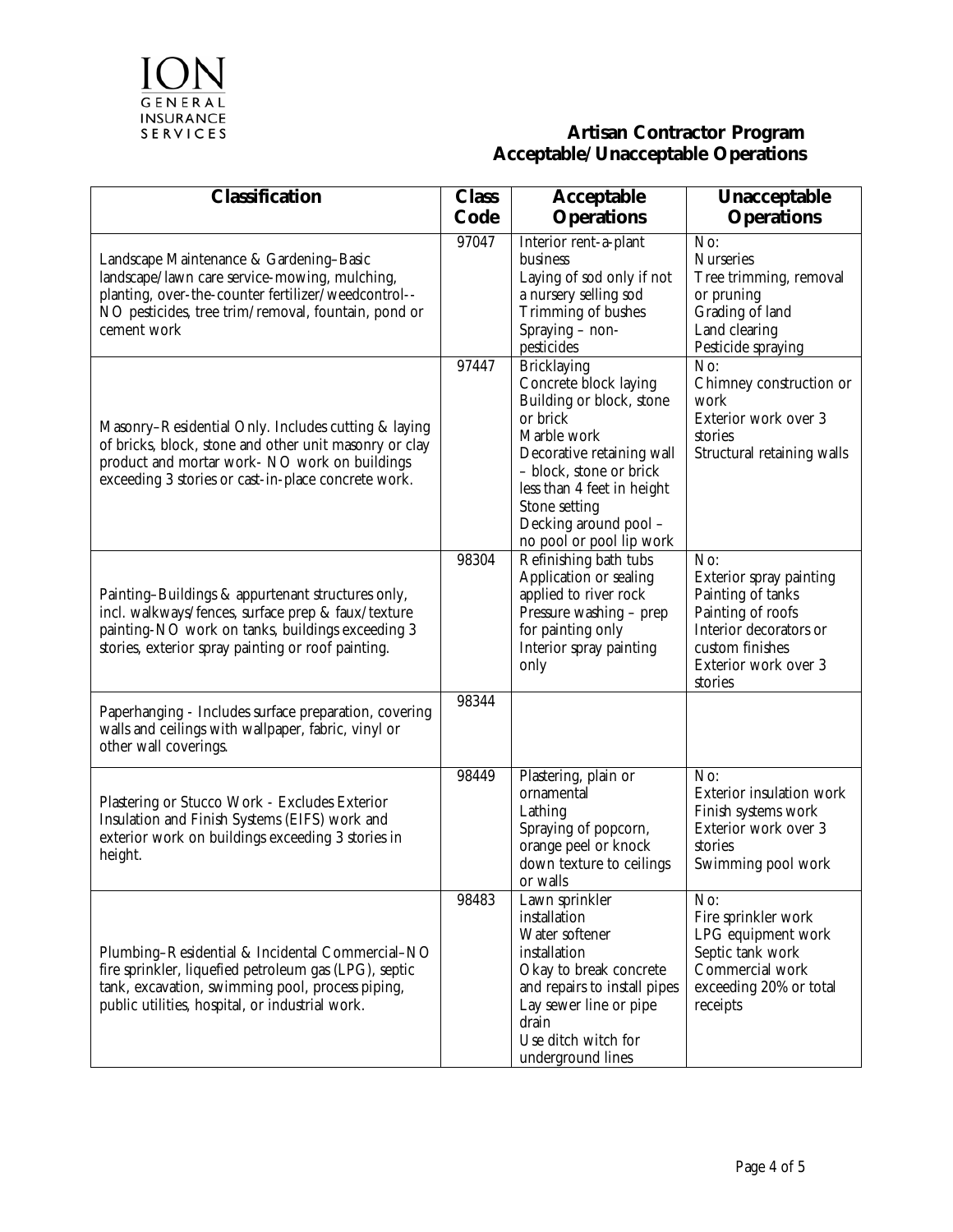ION GENERAL INSURANCE SERVICES

## Artisan Contractor Program
## Acceptable/Unacceptable Operations

| Classification | Class Code | Acceptable Operations | Unacceptable Operations |
|---|---|---|---|
| Landscape Maintenance & Gardening–Basic landscape/lawn care service-mowing, mulching, planting, over-the-counter fertilizer/weedcontrol--NO pesticides, tree trim/removal, fountain, pond or cement work | 97047 | Interior rent-a-plant business<br>Laying of sod only if not a nursery selling sod<br>Trimming of bushes<br>Spraying – non-pesticides | No:<br>Nurseries<br>Tree trimming, removal or pruning<br>Grading of land<br>Land clearing<br>Pesticide spraying |
| Masonry–Residential Only. Includes cutting & laying of bricks, block, stone and other unit masonry or clay product and mortar work- NO work on buildings exceeding 3 stories or cast-in-place concrete work. | 97447 | Bricklaying<br>Concrete block laying<br>Building or block, stone or brick<br>Marble work<br>Decorative retaining wall – block, stone or brick less than 4 feet in height<br>Stone setting<br>Decking around pool – no pool or pool lip work | No:<br>Chimney construction or work<br>Exterior work over 3 stories<br>Structural retaining walls |
| Painting–Buildings & appurtenant structures only, incl. walkways/fences, surface prep & faux/texture painting-NO work on tanks, buildings exceeding 3 stories, exterior spray painting or roof painting. | 98304 | Refinishing bath tubs<br>Application or sealing applied to river rock<br>Pressure washing – prep for painting only<br>Interior spray painting only | No:<br>Exterior spray painting<br>Painting of tanks<br>Painting of roofs<br>Interior decorators or custom finishes<br>Exterior work over 3 stories |
| Paperhanging - Includes surface preparation, covering walls and ceilings with wallpaper, fabric, vinyl or other wall coverings. | 98344 | | |
| Plastering or Stucco Work - Excludes Exterior Insulation and Finish Systems (EIFS) work and exterior work on buildings exceeding 3 stories in height. | 98449 | Plastering, plain or ornamental<br>Lathing<br>Spraying of popcorn, orange peel or knock down texture to ceilings or walls | No:<br>Exterior insulation work<br>Finish systems work<br>Exterior work over 3 stories<br>Swimming pool work |
| Plumbing–Residential & Incidental Commercial–NO fire sprinkler, liquefied petroleum gas (LPG), septic tank, excavation, swimming pool, process piping, public utilities, hospital, or industrial work. | 98483 | Lawn sprinkler installation<br>Water softener installation<br>Okay to break concrete and repairs to install pipes<br>Lay sewer line or pipe drain<br>Use ditch witch for underground lines | No:<br>Fire sprinkler work<br>LPG equipment work<br>Septic tank work<br>Commercial work exceeding 20% or total receipts |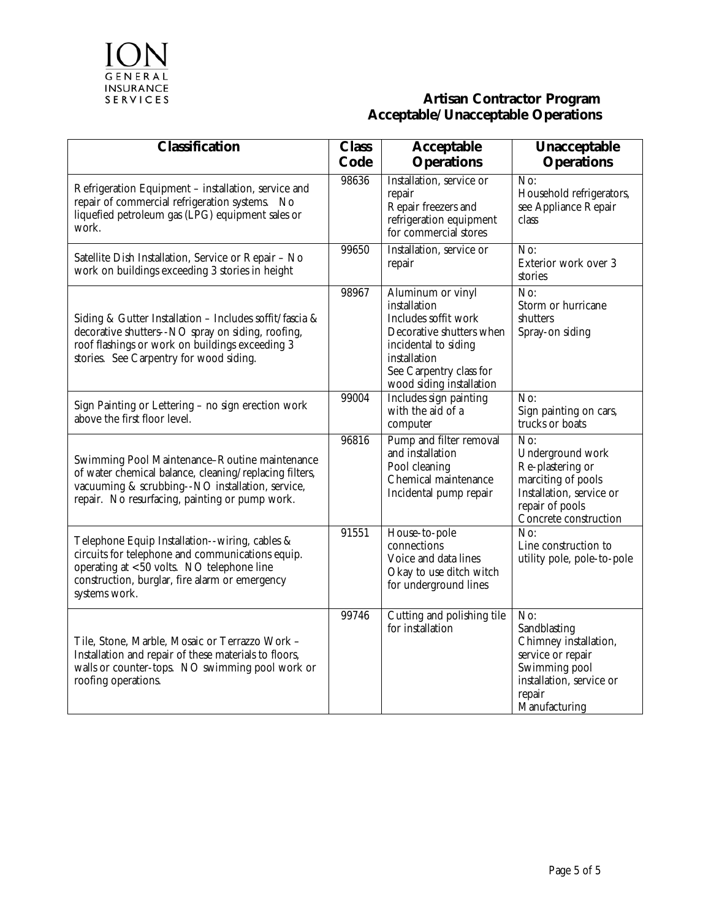ION GENERAL INSURANCE SERVICES

# Artisan Contractor Program
## Acceptable/Unacceptable Operations

| Classification | Class Code | Acceptable Operations | Unacceptable Operations |
|---|---|---|---|
| Refrigeration Equipment – installation, service and repair of commercial refrigeration systems. No liquefied petroleum gas (LPG) equipment sales or work. | 98636 | Installation, service or repair<br>Repair freezers and refrigeration equipment for commercial stores | No:<br>Household refrigerators, see Appliance Repair class |
| Satellite Dish Installation, Service or Repair – No work on buildings exceeding 3 stories in height | 99650 | Installation, service or repair | No:<br>Exterior work over 3 stories |
| Siding & Gutter Installation – Includes soffit/fascia & decorative shutters--NO spray on siding, roofing, roof flashings or work on buildings exceeding 3 stories. See Carpentry for wood siding. | 98967 | Aluminum or vinyl installation<br>Includes soffit work<br>Decorative shutters when incidental to siding installation<br>See Carpentry class for wood siding installation | No:<br>Storm or hurricane shutters<br>Spray-on siding |
| Sign Painting or Lettering – no sign erection work above the first floor level. | 99004 | Includes sign painting with the aid of a computer | No:<br>Sign painting on cars, trucks or boats |
| Swimming Pool Maintenance–Routine maintenance of water chemical balance, cleaning/replacing filters, vacuuming & scrubbing--NO installation, service, repair. No resurfacing, painting or pump work. | 96816 | Pump and filter removal and installation<br>Pool cleaning<br>Chemical maintenance<br>Incidental pump repair | No:<br>Underground work<br>Re-plastering or marciting of pools<br>Installation, service or repair of pools<br>Concrete construction |
| Telephone Equip Installation--wiring, cables & circuits for telephone and communications equip. operating at <50 volts. NO telephone line construction, burglar, fire alarm or emergency systems work. | 91551 | House-to-pole connections<br>Voice and data lines<br>Okay to use ditch witch for underground lines | No:<br>Line construction to utility pole, pole-to-pole |
| Tile, Stone, Marble, Mosaic or Terrazzo Work – Installation and repair of these materials to floors, walls or counter-tops. NO swimming pool work or roofing operations. | 99746 | Cutting and polishing tile for installation | No:<br>Sandblasting<br>Chimney installation, service or repair<br>Swimming pool installation, service or repair<br>Manufacturing |